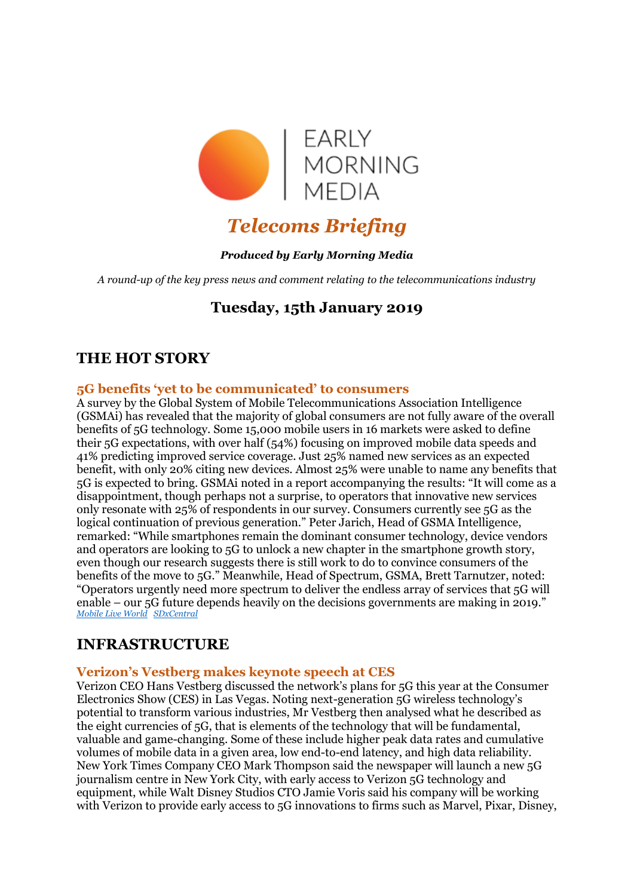EARLY MORNING MEDIA

# *Telecoms Briefing*

***Produced by Early Morning Media***

*A round-up of the key press news and comment relating to the telecommunications industry*

## Tuesday, 15th January 2019

## THE HOT STORY

### 5G benefits 'yet to be communicated' to consumers

A survey by the Global System of Mobile Telecommunications Association Intelligence (GSMAi) has revealed that the majority of global consumers are not fully aware of the overall benefits of 5G technology. Some 15,000 mobile users in 16 markets were asked to define their 5G expectations, with over half (54%) focusing on improved mobile data speeds and 41% predicting improved service coverage. Just 25% named new services as an expected benefit, with only 20% citing new devices. Almost 25% were unable to name any benefits that 5G is expected to bring. GSMAi noted in a report accompanying the results: "It will come as a disappointment, though perhaps not a surprise, to operators that innovative new services only resonate with 25% of respondents in our survey. Consumers currently see 5G as the logical continuation of previous generation." Peter Jarich, Head of GSMA Intelligence, remarked: "While smartphones remain the dominant consumer technology, device vendors and operators are looking to 5G to unlock a new chapter in the smartphone growth story, even though our research suggests there is still work to do to convince consumers of the benefits of the move to 5G." Meanwhile, Head of Spectrum, GSMA, Brett Tarnutzer, noted: "Operators urgently need more spectrum to deliver the endless array of services that 5G will enable – our 5G future depends heavily on the decisions governments are making in 2019."
*Mobile Live World* *SDxCentral*

## INFRASTRUCTURE

### Verizon's Vestberg makes keynote speech at CES

Verizon CEO Hans Vestberg discussed the network's plans for 5G this year at the Consumer Electronics Show (CES) in Las Vegas. Noting next-generation 5G wireless technology's potential to transform various industries, Mr Vestberg then analysed what he described as the eight currencies of 5G, that is elements of the technology that will be fundamental, valuable and game-changing. Some of these include higher peak data rates and cumulative volumes of mobile data in a given area, low end-to-end latency, and high data reliability. New York Times Company CEO Mark Thompson said the newspaper will launch a new 5G journalism centre in New York City, with early access to Verizon 5G technology and equipment, while Walt Disney Studios CTO Jamie Voris said his company will be working with Verizon to provide early access to 5G innovations to firms such as Marvel, Pixar, Disney,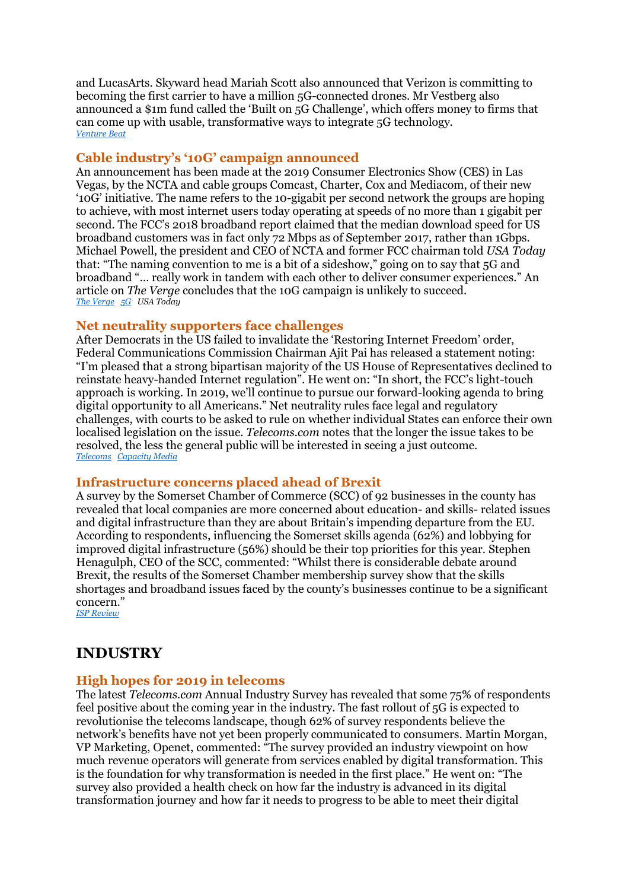and LucasArts. Skyward head Mariah Scott also announced that Verizon is committing to becoming the first carrier to have a million 5G-connected drones. Mr Vestberg also announced a $1m fund called the 'Built on 5G Challenge', which offers money to firms that can come up with usable, transformative ways to integrate 5G technology.
*Venture Beat*

### Cable industry's '10G' campaign announced

An announcement has been made at the 2019 Consumer Electronics Show (CES) in Las Vegas, by the NCTA and cable groups Comcast, Charter, Cox and Mediacom, of their new '10G' initiative. The name refers to the 10-gigabit per second network the groups are hoping to achieve, with most internet users today operating at speeds of no more than 1 gigabit per second. The FCC's 2018 broadband report claimed that the median download speed for US broadband customers was in fact only 72 Mbps as of September 2017, rather than 1Gbps. Michael Powell, the president and CEO of NCTA and former FCC chairman told *USA Today* that: "The naming convention to me is a bit of a sideshow," going on to say that 5G and broadband "… really work in tandem with each other to deliver consumer experiences." An article on *The Verge* concludes that the 10G campaign is unlikely to succeed.
*The Verge* *5G* *USA Today*

### Net neutrality supporters face challenges

After Democrats in the US failed to invalidate the 'Restoring Internet Freedom' order, Federal Communications Commission Chairman Ajit Pai has released a statement noting: "I'm pleased that a strong bipartisan majority of the US House of Representatives declined to reinstate heavy-handed Internet regulation". He went on: "In short, the FCC's light-touch approach is working. In 2019, we'll continue to pursue our forward-looking agenda to bring digital opportunity to all Americans." Net neutrality rules face legal and regulatory challenges, with courts to be asked to rule on whether individual States can enforce their own localised legislation on the issue. *Telecoms.com* notes that the longer the issue takes to be resolved, the less the general public will be interested in seeing a just outcome.
*Telecoms* *Capacity Media*

### Infrastructure concerns placed ahead of Brexit

A survey by the Somerset Chamber of Commerce (SCC) of 92 businesses in the county has revealed that local companies are more concerned about education- and skills- related issues and digital infrastructure than they are about Britain's impending departure from the EU. According to respondents, influencing the Somerset skills agenda (62%) and lobbying for improved digital infrastructure (56%) should be their top priorities for this year. Stephen Henagulph, CEO of the SCC, commented: "Whilst there is considerable debate around Brexit, the results of the Somerset Chamber membership survey show that the skills shortages and broadband issues faced by the county's businesses continue to be a significant concern."
*ISP Review*

## INDUSTRY

### High hopes for 2019 in telecoms

The latest *Telecoms.com* Annual Industry Survey has revealed that some 75% of respondents feel positive about the coming year in the industry. The fast rollout of 5G is expected to revolutionise the telecoms landscape, though 62% of survey respondents believe the network's benefits have not yet been properly communicated to consumers. Martin Morgan, VP Marketing, Openet, commented: "The survey provided an industry viewpoint on how much revenue operators will generate from services enabled by digital transformation. This is the foundation for why transformation is needed in the first place." He went on: "The survey also provided a health check on how far the industry is advanced in its digital transformation journey and how far it needs to progress to be able to meet their digital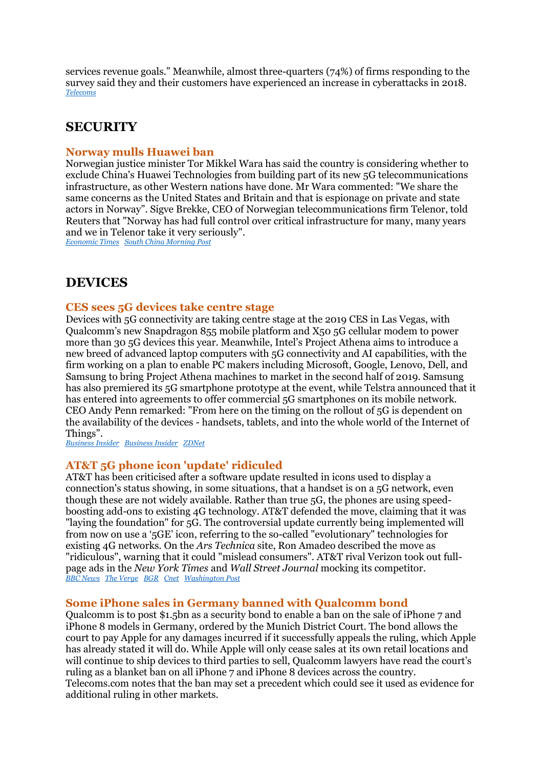services revenue goals." Meanwhile, almost three-quarters (74%) of firms responding to the survey said they and their customers have experienced an increase in cyberattacks in 2018.
*Telecoms*

## SECURITY

### Norway mulls Huawei ban

Norwegian justice minister Tor Mikkel Wara has said the country is considering whether to exclude China's Huawei Technologies from building part of its new 5G telecommunications infrastructure, as other Western nations have done. Mr Wara commented: "We share the same concerns as the United States and Britain and that is espionage on private and state actors in Norway". Sigve Brekke, CEO of Norwegian telecommunications firm Telenor, told Reuters that "Norway has had full control over critical infrastructure for many, many years and we in Telenor take it very seriously".
*Economic Times* *South China Morning Post*

## DEVICES

### CES sees 5G devices take centre stage

Devices with 5G connectivity are taking centre stage at the 2019 CES in Las Vegas, with Qualcomm's new Snapdragon 855 mobile platform and X50 5G cellular modem to power more than 30 5G devices this year. Meanwhile, Intel's Project Athena aims to introduce a new breed of advanced laptop computers with 5G connectivity and AI capabilities, with the firm working on a plan to enable PC makers including Microsoft, Google, Lenovo, Dell, and Samsung to bring Project Athena machines to market in the second half of 2019. Samsung has also premiered its 5G smartphone prototype at the event, while Telstra announced that it has entered into agreements to offer commercial 5G smartphones on its mobile network. CEO Andy Penn remarked: "From here on the timing on the rollout of 5G is dependent on the availability of the devices - handsets, tablets, and into the whole world of the Internet of Things".
*Business Insider* *Business Insider* *ZDNet*

### AT&T 5G phone icon 'update' ridiculed

AT&T has been criticised after a software update resulted in icons used to display a connection's status showing, in some situations, that a handset is on a 5G network, even though these are not widely available. Rather than true 5G, the phones are using speed-boosting add-ons to existing 4G technology. AT&T defended the move, claiming that it was "laying the foundation" for 5G. The controversial update currently being implemented will from now on use a '5GE' icon, referring to the so-called "evolutionary" technologies for existing 4G networks. On the *Ars Technica* site, Ron Amadeo described the move as "ridiculous", warning that it could "mislead consumers". AT&T rival Verizon took out full-page ads in the *New York Times* and *Wall Street Journal* mocking its competitor.
*BBC News* *The Verge* *BGR* *Cnet* *Washington Post*

### Some iPhone sales in Germany banned with Qualcomm bond

Qualcomm is to post $1.5bn as a security bond to enable a ban on the sale of iPhone 7 and iPhone 8 models in Germany, ordered by the Munich District Court. The bond allows the court to pay Apple for any damages incurred if it successfully appeals the ruling, which Apple has already stated it will do. While Apple will only cease sales at its own retail locations and will continue to ship devices to third parties to sell, Qualcomm lawyers have read the court's ruling as a blanket ban on all iPhone 7 and iPhone 8 devices across the country. Telecoms.com notes that the ban may set a precedent which could see it used as evidence for additional ruling in other markets.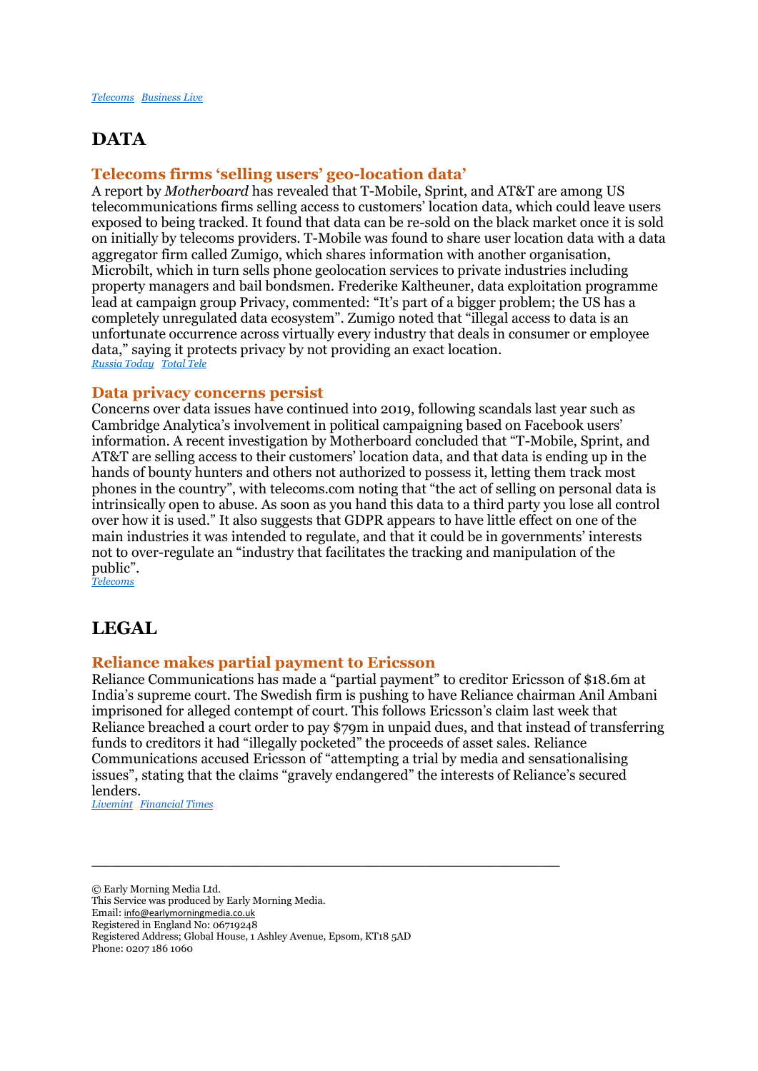*Telecoms* *Business Live*

## DATA

### Telecoms firms 'selling users' geo-location data'

A report by *Motherboard* has revealed that T-Mobile, Sprint, and AT&T are among US telecommunications firms selling access to customers' location data, which could leave users exposed to being tracked. It found that data can be re-sold on the black market once it is sold on initially by telecoms providers. T-Mobile was found to share user location data with a data aggregator firm called Zumigo, which shares information with another organisation, Microbilt, which in turn sells phone geolocation services to private industries including property managers and bail bondsmen. Frederike Kaltheuner, data exploitation programme lead at campaign group Privacy, commented: "It's part of a bigger problem; the US has a completely unregulated data ecosystem". Zumigo noted that "illegal access to data is an unfortunate occurrence across virtually every industry that deals in consumer or employee data," saying it protects privacy by not providing an exact location.

*Russia Today* *Total Tele*

### Data privacy concerns persist

Concerns over data issues have continued into 2019, following scandals last year such as Cambridge Analytica's involvement in political campaigning based on Facebook users' information. A recent investigation by Motherboard concluded that "T-Mobile, Sprint, and AT&T are selling access to their customers' location data, and that data is ending up in the hands of bounty hunters and others not authorized to possess it, letting them track most phones in the country", with telecoms.com noting that "the act of selling on personal data is intrinsically open to abuse. As soon as you hand this data to a third party you lose all control over how it is used." It also suggests that GDPR appears to have little effect on one of the main industries it was intended to regulate, and that it could be in governments' interests not to over-regulate an "industry that facilitates the tracking and manipulation of the public".

*Telecoms*

## LEGAL

### Reliance makes partial payment to Ericsson

Reliance Communications has made a "partial payment" to creditor Ericsson of $18.6m at India's supreme court. The Swedish firm is pushing to have Reliance chairman Anil Ambani imprisoned for alleged contempt of court. This follows Ericsson's claim last week that Reliance breached a court order to pay $79m in unpaid dues, and that instead of transferring funds to creditors it had "illegally pocketed" the proceeds of asset sales. Reliance Communications accused Ericsson of "attempting a trial by media and sensationalising issues", stating that the claims "gravely endangered" the interests of Reliance's secured lenders.

*Livemint* *Financial Times*

---

© Early Morning Media Ltd.
This Service was produced by Early Morning Media.
Email: info@earlymorningmedia.co.uk
Registered in England No: 06719248
Registered Address; Global House, 1 Ashley Avenue, Epsom, KT18 5AD
Phone: 0207 186 1060